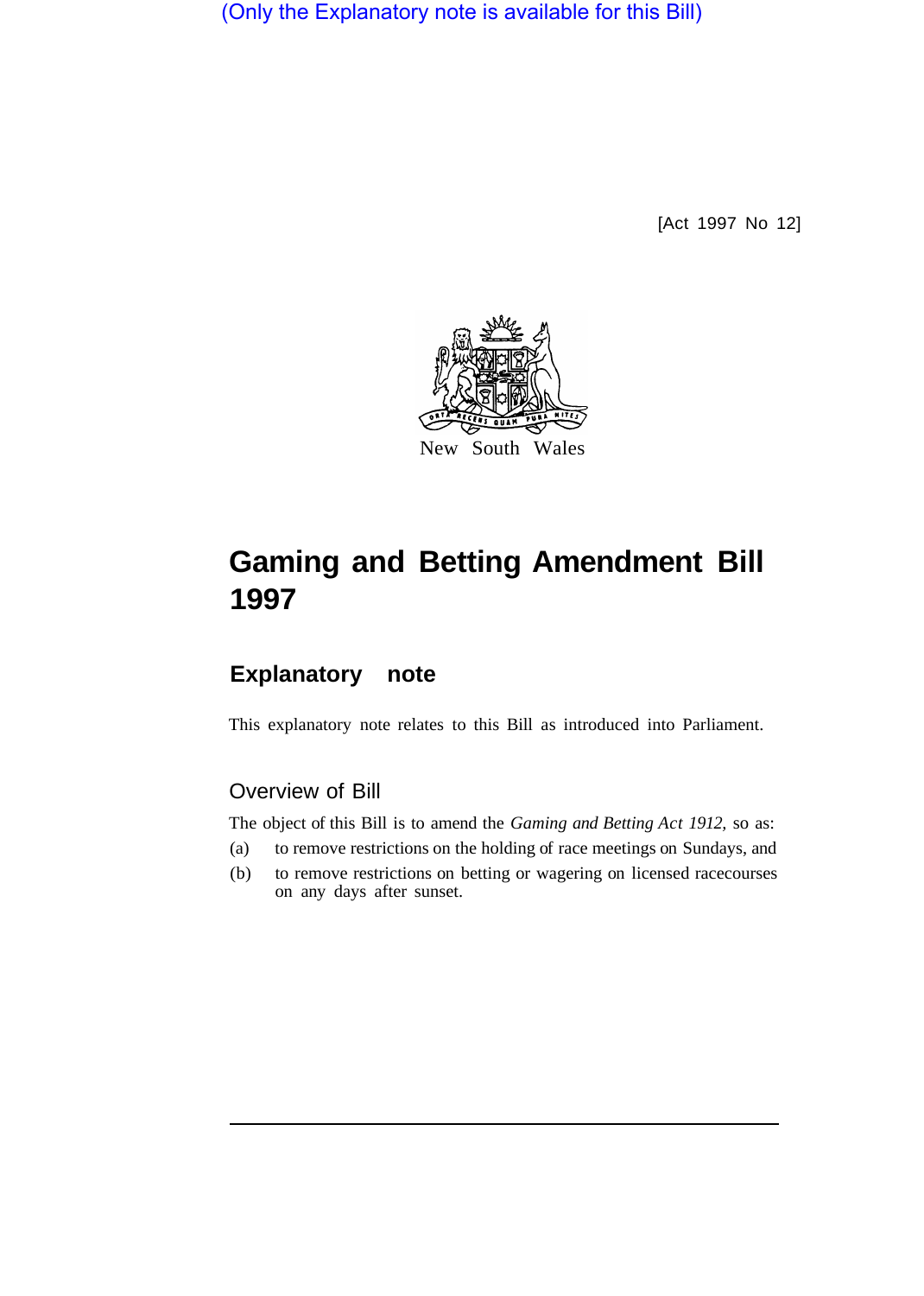(Only the Explanatory note is available for this Bill)

[Act 1997 No 12]

New South Wales

# Gaming and Betting Amendment Bill 1997

## Explanatory note

This explanatory note relates to this Bill as introduced into Parliament.

### Overview of Bill

The object of this Bill is to amend the *Gaming and Betting Act 1912,* so as:

(a) to remove restrictions on the holding of race meetings on Sundays, and

(b) to remove restrictions on betting or wagering on licensed racecourses on any days after sunset.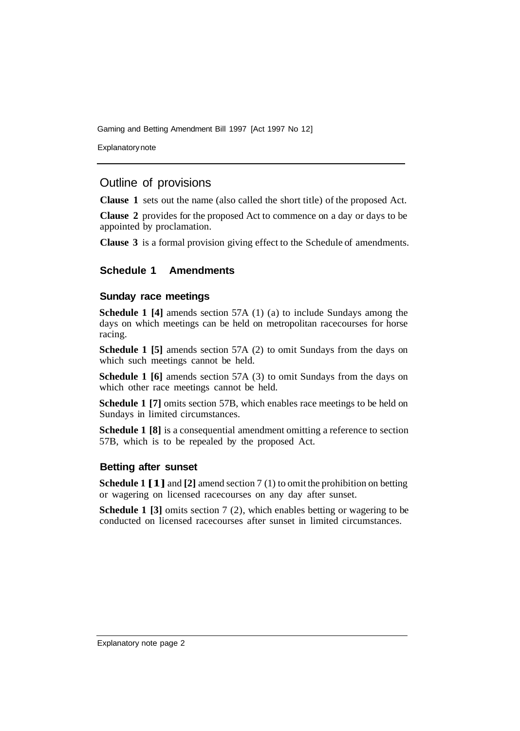## Outline of provisions

**Clause 1** sets out the name (also called the short title) of the proposed Act.

**Clause 2** provides for the proposed Act to commence on a day or days to be appointed by proclamation.

**Clause 3** is a formal provision giving effect to the Schedule of amendments.

### Schedule 1 Amendments

#### Sunday race meetings

**Schedule 1 [4]** amends section 57A (1) (a) to include Sundays among the days on which meetings can be held on metropolitan racecourses for horse racing.

**Schedule 1 [5]** amends section 57A (2) to omit Sundays from the days on which such meetings cannot be held.

**Schedule 1 [6]** amends section 57A (3) to omit Sundays from the days on which other race meetings cannot be held.

**Schedule 1 [7]** omits section 57B, which enables race meetings to be held on Sundays in limited circumstances.

**Schedule 1 [8]** is a consequential amendment omitting a reference to section 57B, which is to be repealed by the proposed Act.

#### Betting after sunset

**Schedule 1 [1]** and **[2]** amend section 7 (1) to omit the prohibition on betting or wagering on licensed racecourses on any day after sunset.

**Schedule 1 [3]** omits section 7 (2), which enables betting or wagering to be conducted on licensed racecourses after sunset in limited circumstances.